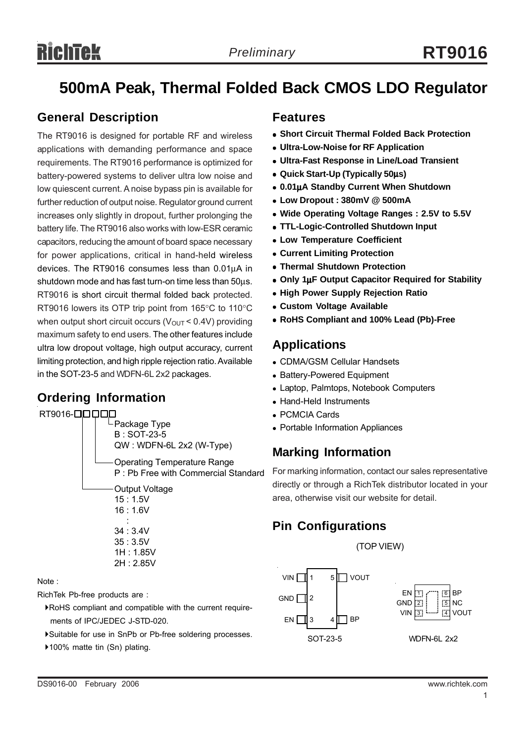# 500mA Peak, Thermal Folded Back CMOS LDO Regulator

## General Description

The RT9016 is designed for portable RF and wireless applications with demanding performance and space requirements. The RT9016 performance is optimized for battery-powered systems to deliver ultra low noise and low quiescent current. A noise bypass pin is available for further reduction of output noise. Regulator ground current increases only slightly in dropout, further prolonging the battery life. The RT9016 also works with low-ESR ceramic capacitors, reducing the amount of board space necessary for power applications, critical in hand-held wireless devices. The RT9016 consumes less than 0.01μA in shutdown mode and has fast turn-on time less than 50μs. RT9016 is short circuit thermal folded back protected. RT9016 lowers its OTP trip point from 165°C to 110°C when output short circuit occurs ($V_{OUT}$ < 0.4V) providing maximum safety to end users. The other features include ultra low dropout voltage, high output accuracy, current limiting protection, and high ripple rejection ratio. Available in the SOT-23-5 and WDFN-6L 2x2 packages.

## Ordering Information

RT9016-□□□□□

- Package Type
  - B : SOT-23-5
  - QW : WDFN-6L 2x2 (W-Type)
- Operating Temperature Range
  - P : Pb Free with Commercial Standard
- Output Voltage
  - 15 : 1.5V
  - 16 : 1.6V
  - :
  - 34 : 3.4V
  - 35 : 3.5V
  - 1H : 1.85V
  - 2H : 2.85V

Note :

RichTek Pb-free products are :

- ▶RoHS compliant and compatible with the current requirements of IPC/JEDEC J-STD-020.
- ▶Suitable for use in SnPb or Pb-free soldering processes.
- ▶100% matte tin (Sn) plating.

## Features

- **Short Circuit Thermal Folded Back Protection**
- **Ultra-Low-Noise for RF Application**
- **Ultra-Fast Response in Line/Load Transient**
- **Quick Start-Up (Typically 50μs)**
- **0.01μA Standby Current When Shutdown**
- **Low Dropout : 380mV @ 500mA**
- **Wide Operating Voltage Ranges : 2.5V to 5.5V**
- **TTL-Logic-Controlled Shutdown Input**
- **Low Temperature Coefficient**
- **Current Limiting Protection**
- **Thermal Shutdown Protection**
- **Only 1μF Output Capacitor Required for Stability**
- **High Power Supply Rejection Ratio**
- **Custom Voltage Available**
- **RoHS Compliant and 100% Lead (Pb)-Free**

## Applications

- CDMA/GSM Cellular Handsets
- Battery-Powered Equipment
- Laptop, Palmtops, Notebook Computers
- Hand-Held Instruments
- PCMCIA Cards
- Portable Information Appliances

## Marking Information

For marking information, contact our sales representative directly or through a RichTek distributor located in your area, otherwise visit our website for detail.

## Pin Configurations

(TOP VIEW)

SOT-23-5: VIN (1), GND (2), EN (3), BP (4), VOUT (5)

WDFN-6L 2x2: EN (1), GND (2), VIN (3), VOUT (4), NC (5), BP (6)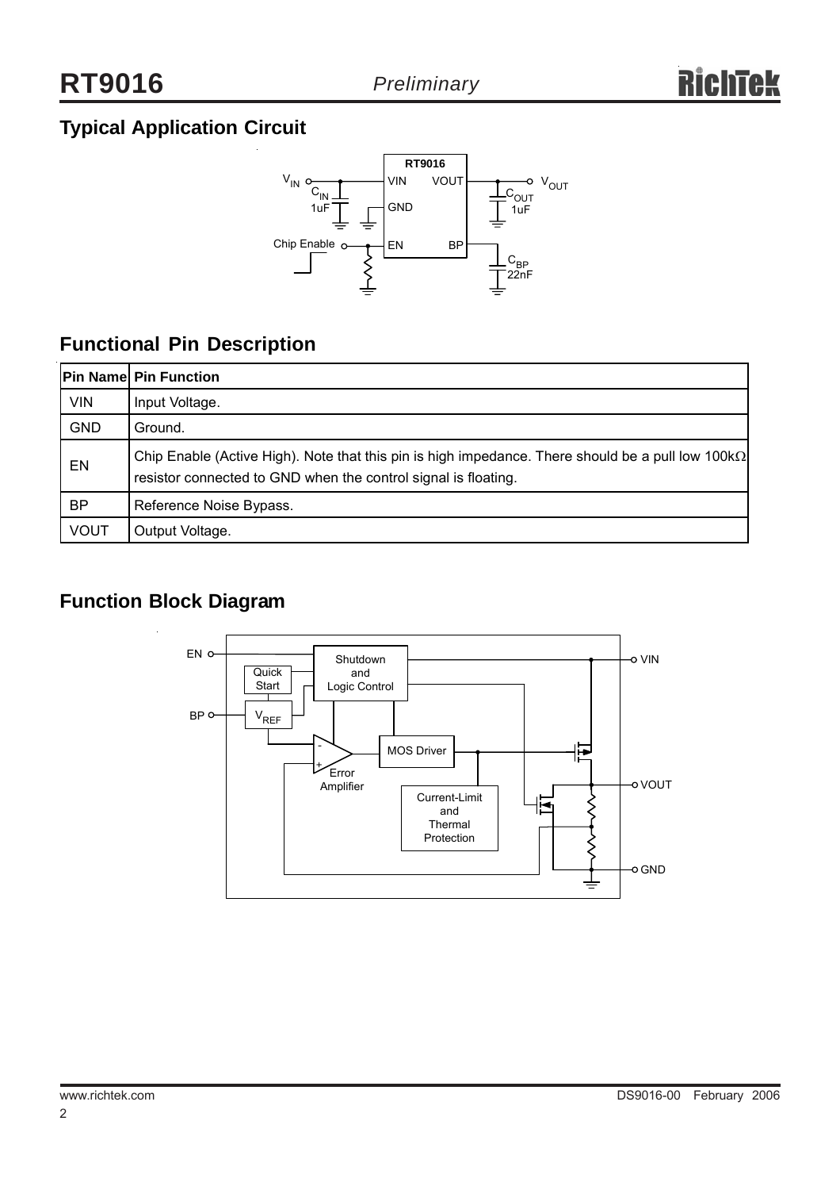## Typical Application Circuit

## Functional Pin Description

| Pin Name | Pin Function |
|---|---|
| VIN | Input Voltage. |
| GND | Ground. |
| EN | Chip Enable (Active High). Note that this pin is high impedance. There should be a pull low 100kΩ resistor connected to GND when the control signal is floating. |
| BP | Reference Noise Bypass. |
| VOUT | Output Voltage. |

## Function Block Diagram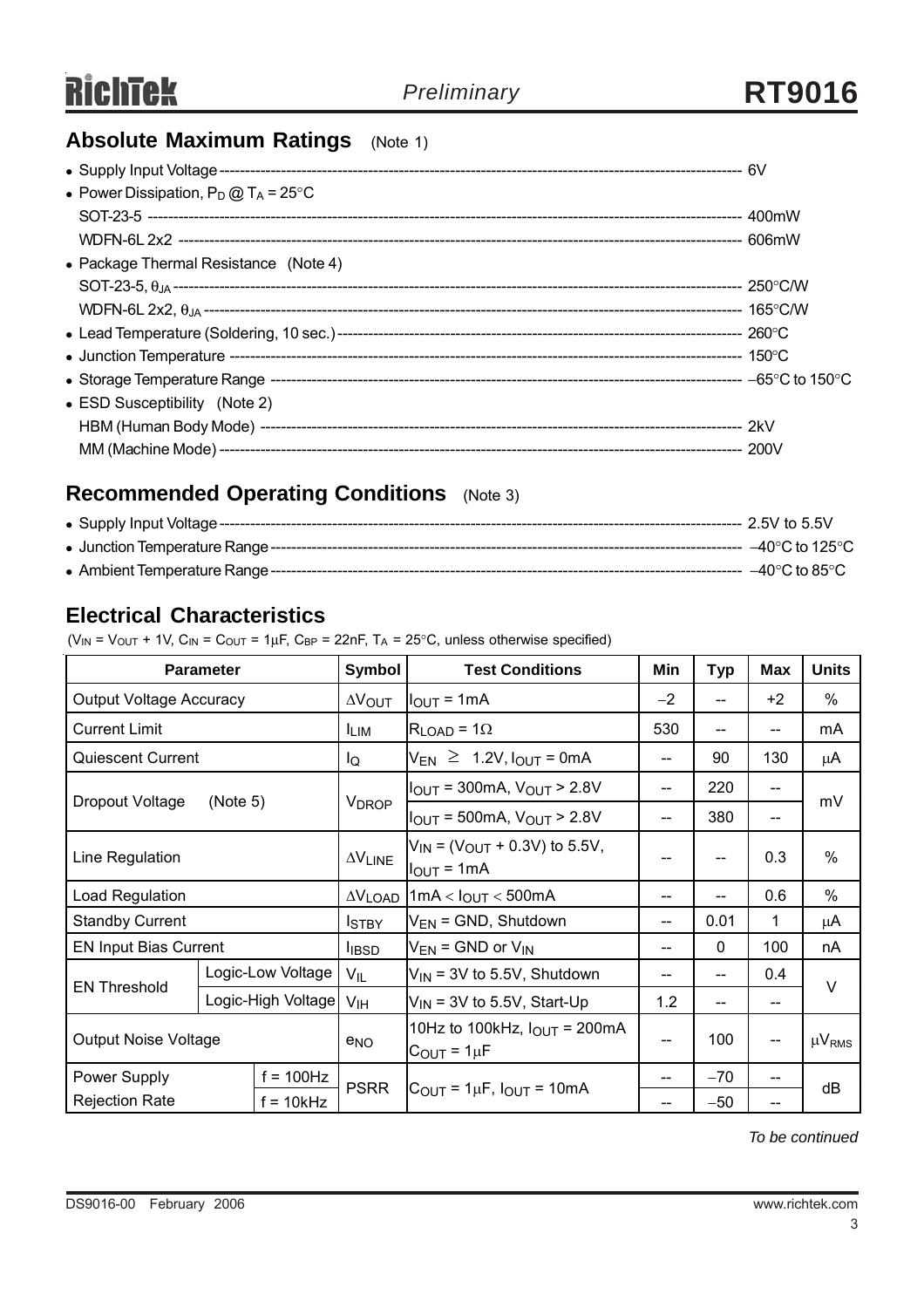## Absolute Maximum Ratings (Note 1)

- Supply Input Voltage ---------- 6V
- Power Dissipation, $P_D$ @ $T_A$ = 25°C
  - SOT-23-5 ---------- 400mW
  - WDFN-6L 2x2 ---------- 606mW
- Package Thermal Resistance (Note 4)
  - SOT-23-5, $\theta_{JA}$ ---------- 250°C/W
  - WDFN-6L 2x2, $\theta_{JA}$ ---------- 165°C/W
- Lead Temperature (Soldering, 10 sec.) ---------- 260°C
- Junction Temperature ---------- 150°C
- Storage Temperature Range ---------- −65°C to 150°C
- ESD Susceptibility (Note 2)
  - HBM (Human Body Mode) ---------- 2kV
  - MM (Machine Mode) ---------- 200V

## Recommended Operating Conditions (Note 3)

- Supply Input Voltage ---------- 2.5V to 5.5V
- Junction Temperature Range ---------- −40°C to 125°C
- Ambient Temperature Range ---------- −40°C to 85°C

## Electrical Characteristics

($V_{IN}$ = $V_{OUT}$ + 1V, $C_{IN}$ = $C_{OUT}$ = 1μF, $C_{BP}$ = 22nF, $T_A$ = 25°C, unless otherwise specified)

| Parameter | | Symbol | Test Conditions | Min | Typ | Max | Units |
|---|---|---|---|---|---|---|---|
| Output Voltage Accuracy | | $\Delta V_{OUT}$ | $I_{OUT}$ = 1mA | −2 | -- | +2 | % |
| Current Limit | | $I_{LIM}$ | $R_{LOAD}$ = 1Ω | 530 | -- | -- | mA |
| Quiescent Current | | $I_Q$ | $V_{EN} \geq$ 1.2V, $I_{OUT}$ = 0mA | -- | 90 | 130 | μA |
| Dropout Voltage (Note 5) | | $V_{DROP}$ | $I_{OUT}$ = 300mA, $V_{OUT}$ > 2.8V | -- | 220 | -- | mV |
| | | | $I_{OUT}$ = 500mA, $V_{OUT}$ > 2.8V | -- | 380 | -- | |
| Line Regulation | | $\Delta V_{LINE}$ | $V_{IN}$ = ($V_{OUT}$ + 0.3V) to 5.5V, $I_{OUT}$ = 1mA | -- | -- | 0.3 | % |
| Load Regulation | | $\Delta V_{LOAD}$ | 1mA < $I_{OUT}$ < 500mA | -- | -- | 0.6 | % |
| Standby Current | | $I_{STBY}$ | $V_{EN}$ = GND, Shutdown | -- | 0.01 | 1 | μA |
| EN Input Bias Current | | $I_{IBSD}$ | $V_{EN}$ = GND or $V_{IN}$ | -- | 0 | 100 | nA |
| EN Threshold | Logic-Low Voltage | $V_{IL}$ | $V_{IN}$ = 3V to 5.5V, Shutdown | -- | -- | 0.4 | V |
| | Logic-High Voltage | $V_{IH}$ | $V_{IN}$ = 3V to 5.5V, Start-Up | 1.2 | -- | -- | |
| Output Noise Voltage | | $e_{NO}$ | 10Hz to 100kHz, $I_{OUT}$ = 200mA $C_{OUT}$ = 1μF | -- | 100 | -- | $\mu V_{RMS}$ |
| Power Supply Rejection Rate | f = 100Hz | PSRR | $C_{OUT}$ = 1μF, $I_{OUT}$ = 10mA | -- | −70 | -- | dB |
| | f = 10kHz | | | -- | −50 | -- | |

*To be continued*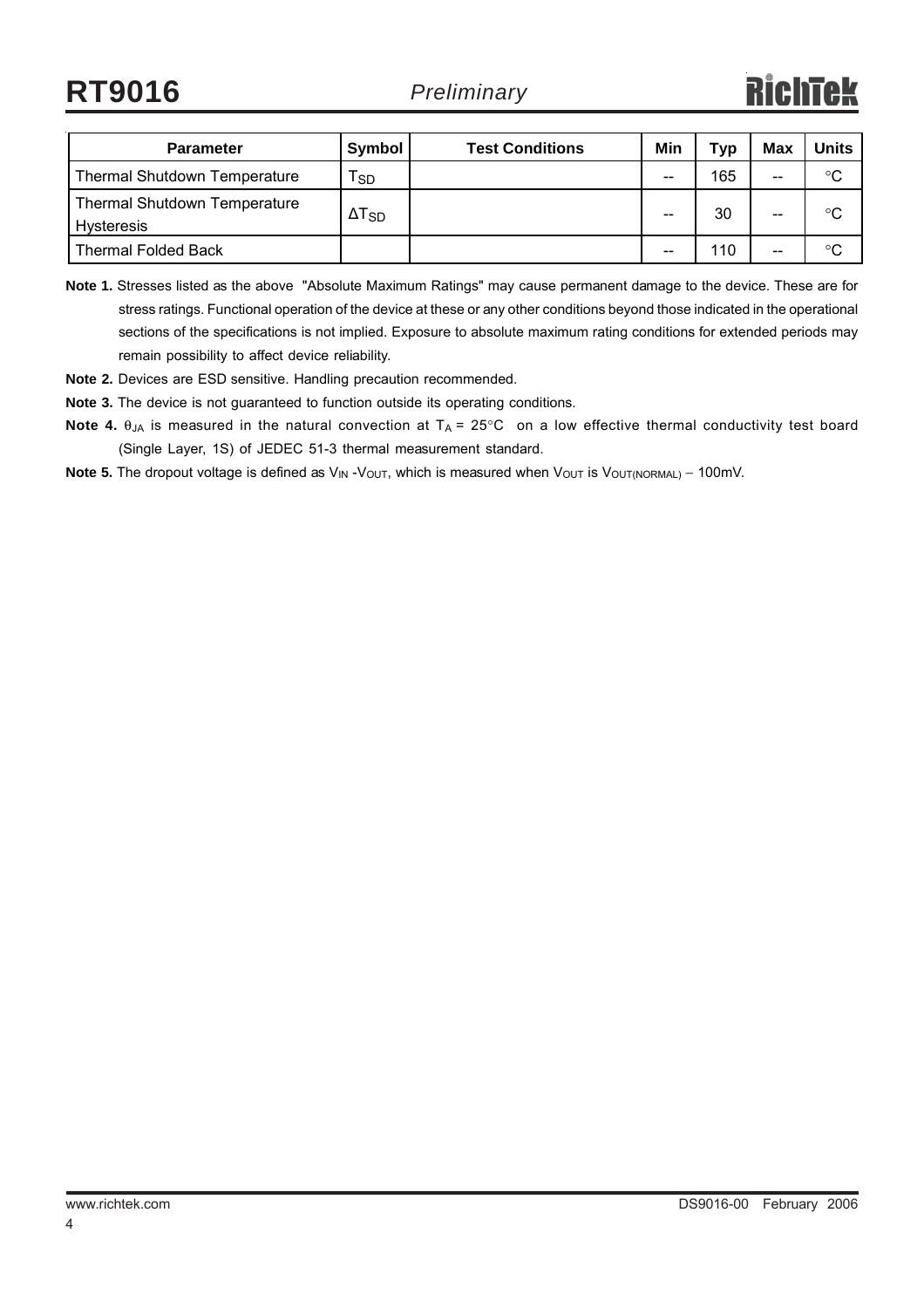| Parameter | Symbol | Test Conditions | Min | Typ | Max | Units |
|---|---|---|---|---|---|---|
| Thermal Shutdown Temperature | $T_{SD}$ | | -- | 165 | -- | °C |
| Thermal Shutdown Temperature Hysteresis | $\Delta T_{SD}$ | | -- | 30 | -- | °C |
| Thermal Folded Back | | | -- | 110 | -- | °C |

**Note 1.** Stresses listed as the above "Absolute Maximum Ratings" may cause permanent damage to the device. These are for stress ratings. Functional operation of the device at these or any other conditions beyond those indicated in the operational sections of the specifications is not implied. Exposure to absolute maximum rating conditions for extended periods may remain possibility to affect device reliability.

**Note 2.** Devices are ESD sensitive. Handling precaution recommended.

**Note 3.** The device is not guaranteed to function outside its operating conditions.

**Note 4.** $\theta_{JA}$ is measured in the natural convection at $T_A$ = 25°C on a low effective thermal conductivity test board (Single Layer, 1S) of JEDEC 51-3 thermal measurement standard.

**Note 5.** The dropout voltage is defined as $V_{IN}$ - $V_{OUT}$, which is measured when $V_{OUT}$ is $V_{OUT(NORMAL)}$ − 100mV.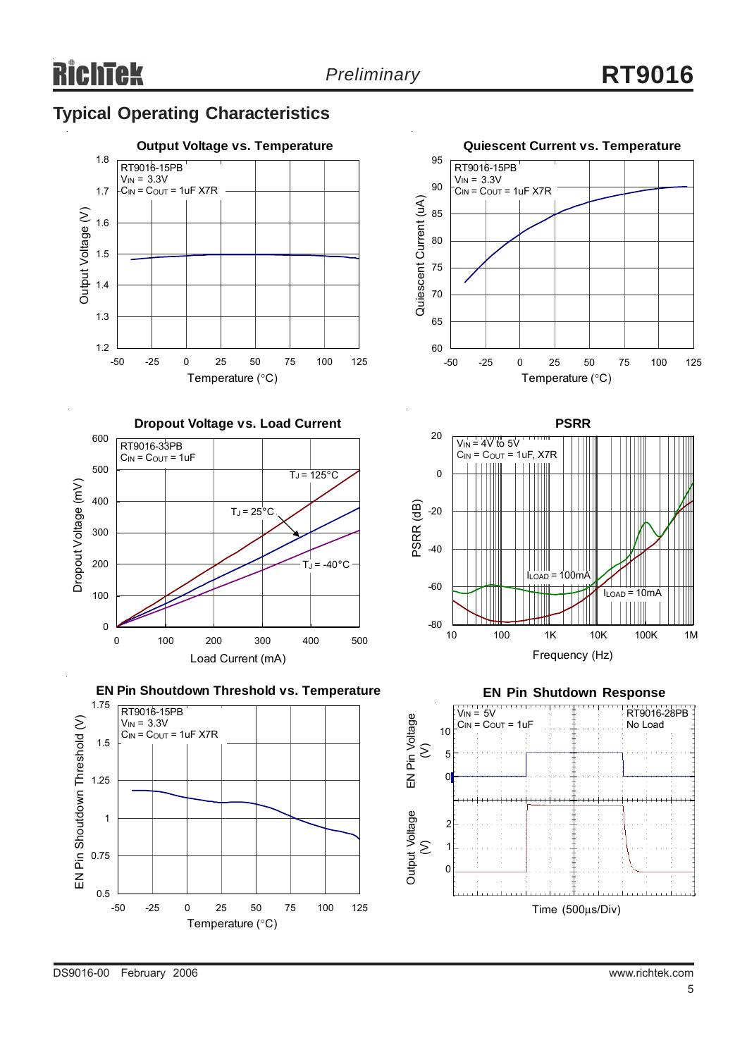## Typical Operating Characteristics

**Output Voltage vs. Temperature**

RT9016-15PB
$V_{IN}$ = 3.3V
$C_{IN}$ = $C_{OUT}$ = 1uF X7R

Output Voltage (V)

Temperature (°C)

**Quiescent Current vs. Temperature**

RT9016-15PB
$V_{IN}$ = 3.3V
$C_{IN}$ = $C_{OUT}$ = 1uF X7R

Quiescent Current (uA)

Temperature (°C)

**Dropout Voltage vs. Load Current**

RT9016-33PB
$C_{IN}$ = $C_{OUT}$ = 1uF

$T_J$ = 125°C
$T_J$ = 25°C
$T_J$ = -40°C

Dropout Voltage (mV)

Load Current (mA)

**PSRR**

$V_{IN}$ = 4V to 5V
$C_{IN}$ = $C_{OUT}$ = 1uF, X7R

$I_{LOAD}$ = 100mA
$I_{LOAD}$ = 10mA

PSRR (dB)

Frequency (Hz)

**EN Pin Shoutdown Threshold vs. Temperature**

RT9016-15PB
$V_{IN}$ = 3.3V
$C_{IN}$ = $C_{OUT}$ = 1uF X7R

EN Pin Shoutdown Threshold (V)

Temperature (°C)

**EN Pin Shutdown Response**

$V_{IN}$ = 5V
$C_{IN}$ = $C_{OUT}$ = 1uF

RT9016-28PB
No Load

EN Pin Voltage (V)

Output Voltage (V)

Time (500µs/Div)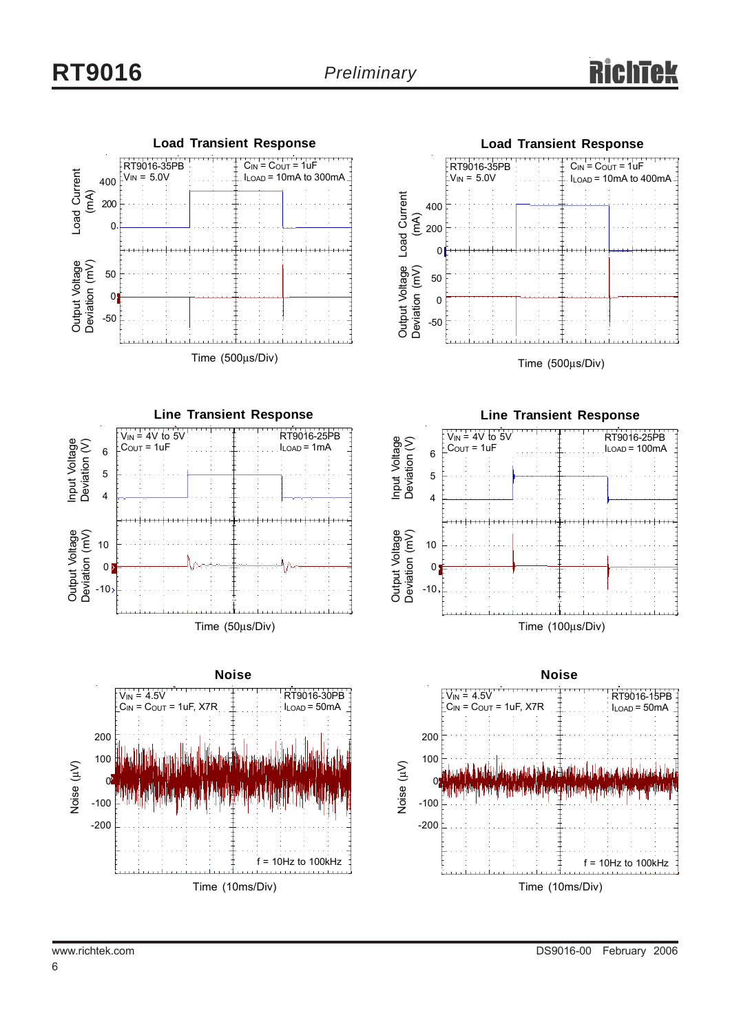**Load Transient Response**

RT9016-35PB
$V_{IN}$ = 5.0V
$C_{IN}$ = $C_{OUT}$ = 1uF
$I_{LOAD}$ = 10mA to 300mA

Load Current (mA): 400, 200, 0

Output Voltage Deviation (mV): 50, 0, -50

Time (500μs/Div)

**Load Transient Response**

RT9016-35PB
$V_{IN}$ = 5.0V
$C_{IN}$ = $C_{OUT}$ = 1uF
$I_{LOAD}$ = 10mA to 400mA

Load Current (mA): 400, 200, 0

Output Voltage Deviation (mV): 50, 0, -50

Time (500μs/Div)

**Line Transient Response**

$V_{IN}$ = 4V to 5V
$C_{OUT}$ = 1uF
RT9016-25PB
$I_{LOAD}$ = 1mA

Input Voltage Deviation (V): 6, 5, 4

Output Voltage Deviation (mV): 10, 0, -10

Time (50μs/Div)

**Line Transient Response**

$V_{IN}$ = 4V to 5V
$C_{OUT}$ = 1uF
RT9016-25PB
$I_{LOAD}$ = 100mA

Input Voltage Deviation (V): 6, 5, 4

Output Voltage Deviation (mV): 10, 0, -10

Time (100μs/Div)

**Noise**

$V_{IN}$ = 4.5V
$C_{IN}$ = $C_{OUT}$ = 1uF, X7R
RT9016-30PB
$I_{LOAD}$ = 50mA
f = 10Hz to 100kHz

Noise (μV): 200, 100, 0, -100, -200

Time (10ms/Div)

**Noise**

$V_{IN}$ = 4.5V
$C_{IN}$ = $C_{OUT}$ = 1uF, X7R
RT9016-15PB
$I_{LOAD}$ = 50mA
f = 10Hz to 100kHz

Noise (μV): 200, 100, 0, -100, -200

Time (10ms/Div)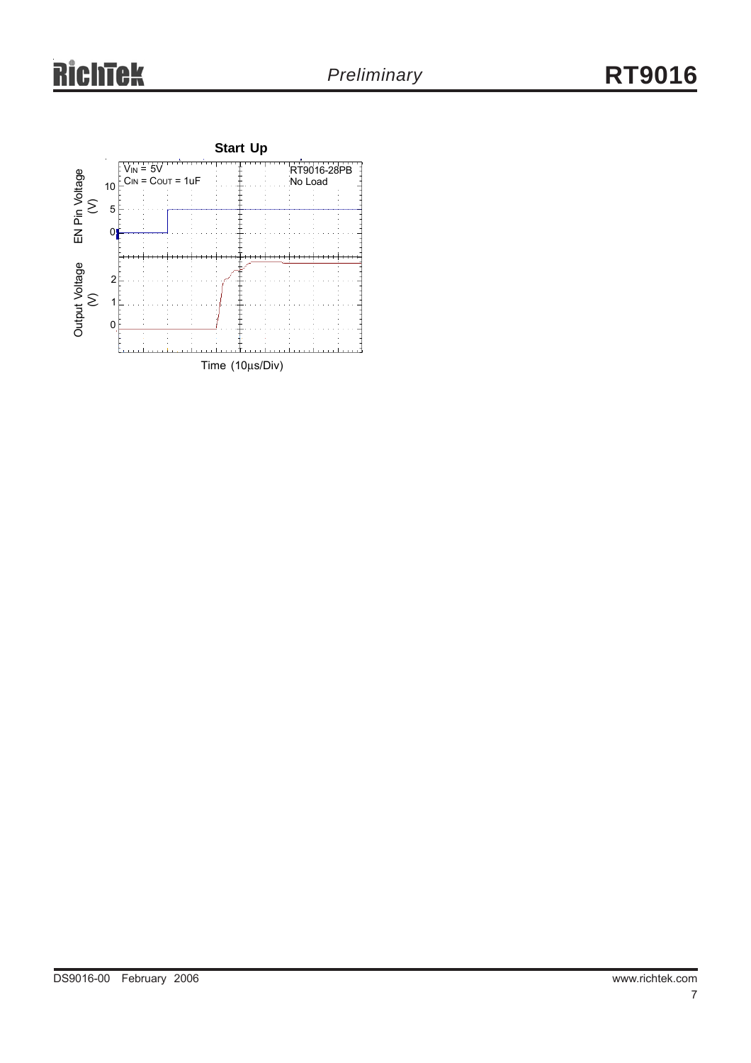**Start Up**

$V_{IN}$ = 5V
$C_{IN}$ = $C_{OUT}$ = 1uF

RT9016-28PB
No Load

EN Pin Voltage (V)

Output Voltage (V)

Time (10μs/Div)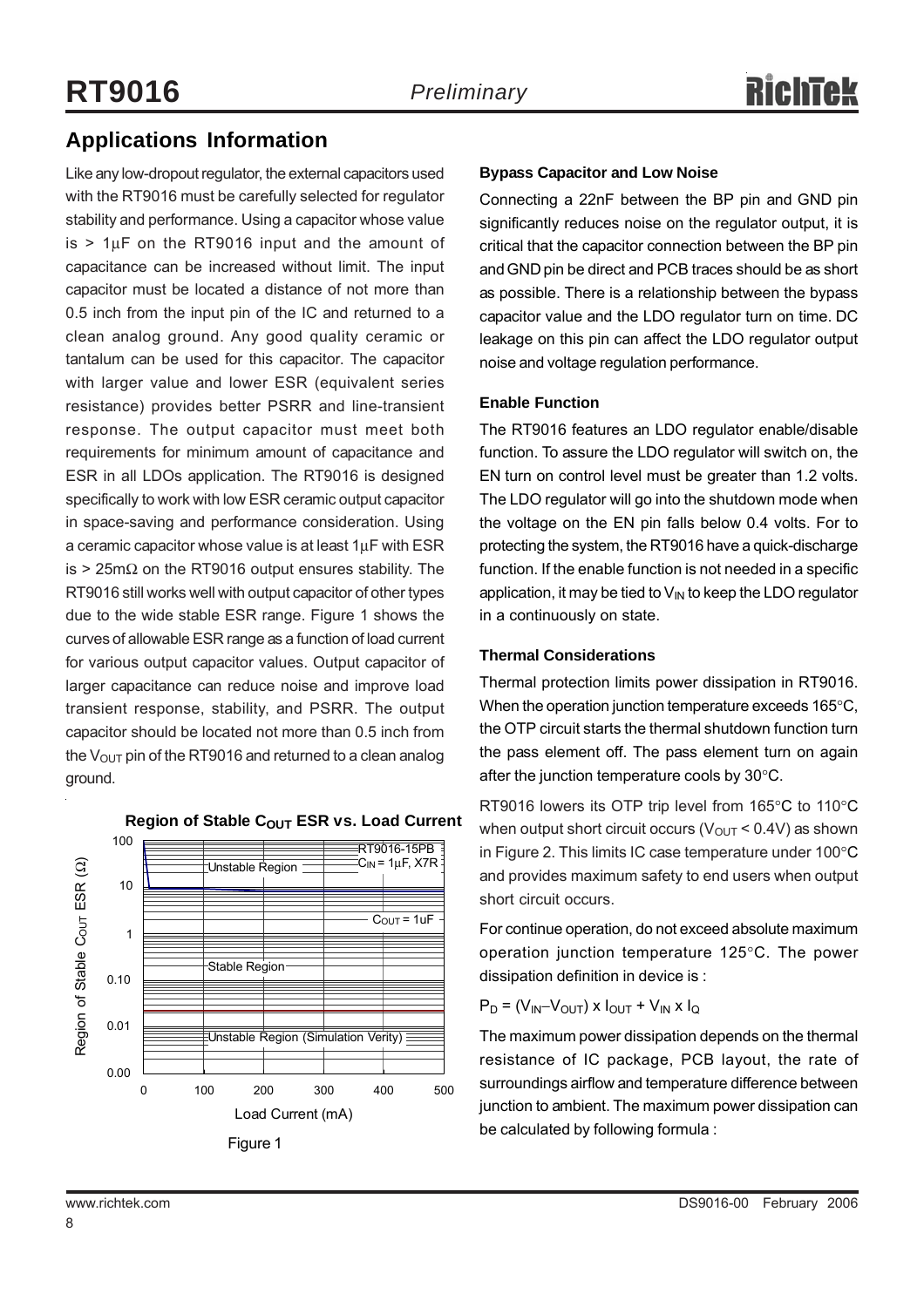## Applications Information

Like any low-dropout regulator, the external capacitors used with the RT9016 must be carefully selected for regulator stability and performance. Using a capacitor whose value is > 1μF on the RT9016 input and the amount of capacitance can be increased without limit. The input capacitor must be located a distance of not more than 0.5 inch from the input pin of the IC and returned to a clean analog ground. Any good quality ceramic or tantalum can be used for this capacitor. The capacitor with larger value and lower ESR (equivalent series resistance) provides better PSRR and line-transient response. The output capacitor must meet both requirements for minimum amount of capacitance and ESR in all LDOs application. The RT9016 is designed specifically to work with low ESR ceramic output capacitor in space-saving and performance consideration. Using a ceramic capacitor whose value is at least 1μF with ESR is > 25mΩ on the RT9016 output ensures stability. The RT9016 still works well with output capacitor of other types due to the wide stable ESR range. Figure 1 shows the curves of allowable ESR range as a function of load current for various output capacitor values. Output capacitor of larger capacitance can reduce noise and improve load transient response, stability, and PSRR. The output capacitor should be located not more than 0.5 inch from the $V_{OUT}$ pin of the RT9016 and returned to a clean analog ground.

**Region of Stable $C_{OUT}$ ESR vs. Load Current**

(Chart: Region of Stable $C_{OUT}$ ESR (Ω) vs. Load Current (mA), 0 to 500 mA; ESR axis 0.00 to 100. Labels: RT9016-15PB, $C_{IN}$ = 1μF, X7R; $C_{OUT}$ = 1uF; Unstable Region; Stable Region; Unstable Region (Simulation Verity))

Figure 1

### Bypass Capacitor and Low Noise

Connecting a 22nF between the BP pin and GND pin significantly reduces noise on the regulator output, it is critical that the capacitor connection between the BP pin and GND pin be direct and PCB traces should be as short as possible. There is a relationship between the bypass capacitor value and the LDO regulator turn on time. DC leakage on this pin can affect the LDO regulator output noise and voltage regulation performance.

### Enable Function

The RT9016 features an LDO regulator enable/disable function. To assure the LDO regulator will switch on, the EN turn on control level must be greater than 1.2 volts. The LDO regulator will go into the shutdown mode when the voltage on the EN pin falls below 0.4 volts. For to protecting the system, the RT9016 have a quick-discharge function. If the enable function is not needed in a specific application, it may be tied to $V_{IN}$ to keep the LDO regulator in a continuously on state.

### Thermal Considerations

Thermal protection limits power dissipation in RT9016. When the operation junction temperature exceeds 165°C, the OTP circuit starts the thermal shutdown function turn the pass element off. The pass element turn on again after the junction temperature cools by 30°C.

RT9016 lowers its OTP trip level from 165°C to 110°C when output short circuit occurs ($V_{OUT}$ < 0.4V) as shown in Figure 2. This limits IC case temperature under 100°C and provides maximum safety to end users when output short circuit occurs.

For continue operation, do not exceed absolute maximum operation junction temperature 125°C. The power dissipation definition in device is :

$$P_D = (V_{IN} - V_{OUT}) \times I_{OUT} + V_{IN} \times I_Q$$

The maximum power dissipation depends on the thermal resistance of IC package, PCB layout, the rate of surroundings airflow and temperature difference between junction to ambient. The maximum power dissipation can be calculated by following formula :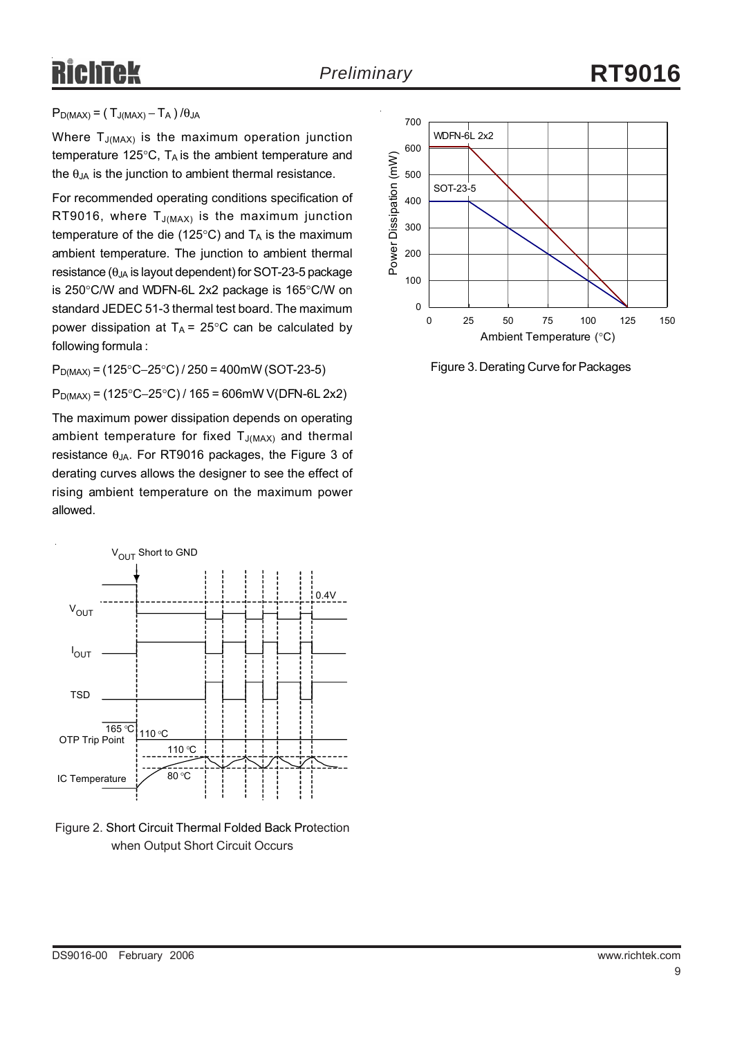$P_{D(MAX)} = ( T_{J(MAX)} - T_A ) / \theta_{JA}$

Where $T_{J(MAX)}$ is the maximum operation junction temperature 125°C, $T_A$ is the ambient temperature and the $\theta_{JA}$ is the junction to ambient thermal resistance.

For recommended operating conditions specification of RT9016, where $T_{J(MAX)}$ is the maximum junction temperature of the die (125°C) and $T_A$ is the maximum ambient temperature. The junction to ambient thermal resistance ($\theta_{JA}$ is layout dependent) for SOT-23-5 package is 250°C/W and WDFN-6L 2x2 package is 165°C/W on standard JEDEC 51-3 thermal test board. The maximum power dissipation at $T_A$ = 25°C can be calculated by following formula :

$P_{D(MAX)}$ = (125°C−25°C) / 250 = 400mW (SOT-23-5)

$P_{D(MAX)}$ = (125°C−25°C) / 165 = 606mW V(DFN-6L 2x2)

The maximum power dissipation depends on operating ambient temperature for fixed $T_{J(MAX)}$ and thermal resistance $\theta_{JA}$. For RT9016 packages, the Figure 3 of derating curves allows the designer to see the effect of rising ambient temperature on the maximum power allowed.

Figure 2. Short Circuit Thermal Folded Back Protection when Output Short Circuit Occurs

Figure 3. Derating Curve for Packages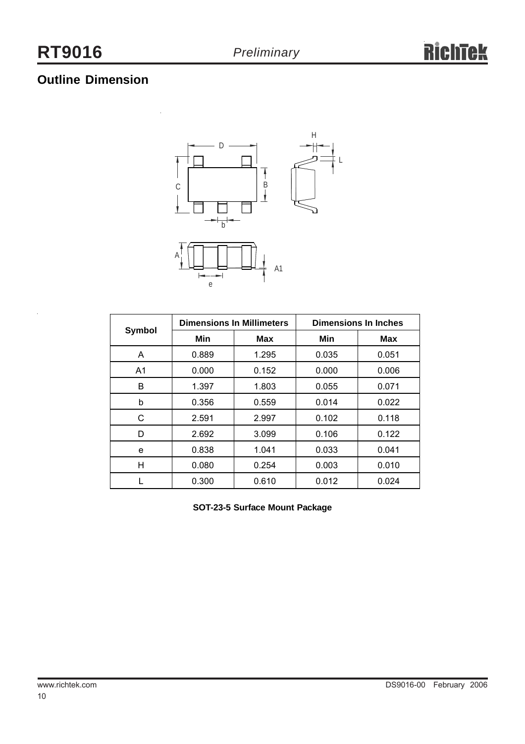## Outline Dimension

| Symbol | Dimensions In Millimeters | | Dimensions In Inches | |
|---|---|---|---|---|
| | Min | Max | Min | Max |
| A | 0.889 | 1.295 | 0.035 | 0.051 |
| A1 | 0.000 | 0.152 | 0.000 | 0.006 |
| B | 1.397 | 1.803 | 0.055 | 0.071 |
| b | 0.356 | 0.559 | 0.014 | 0.022 |
| C | 2.591 | 2.997 | 0.102 | 0.118 |
| D | 2.692 | 3.099 | 0.106 | 0.122 |
| e | 0.838 | 1.041 | 0.033 | 0.041 |
| H | 0.080 | 0.254 | 0.003 | 0.010 |
| L | 0.300 | 0.610 | 0.012 | 0.024 |

**SOT-23-5 Surface Mount Package**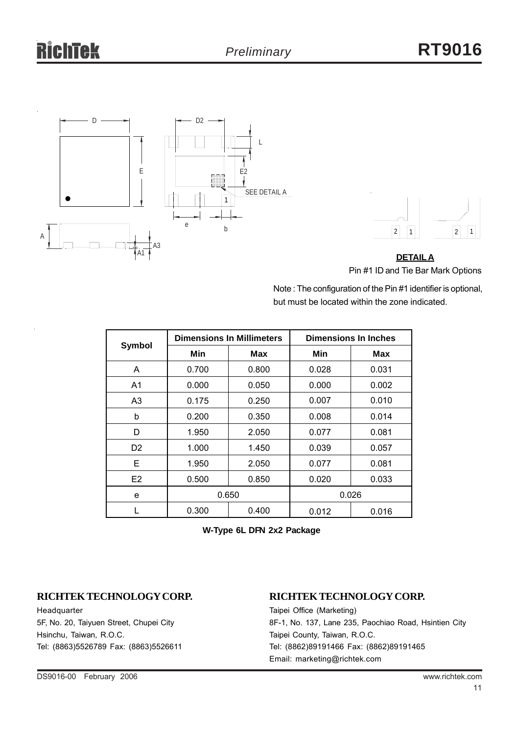**DETAIL A**

Pin #1 ID and Tie Bar Mark Options

Note : The configuration of the Pin #1 identifier is optional, but must be located within the zone indicated.

| Symbol | Dimensions In Millimeters | | Dimensions In Inches | |
|---|---|---|---|---|
| | Min | Max | Min | Max |
| A | 0.700 | 0.800 | 0.028 | 0.031 |
| A1 | 0.000 | 0.050 | 0.000 | 0.002 |
| A3 | 0.175 | 0.250 | 0.007 | 0.010 |
| b | 0.200 | 0.350 | 0.008 | 0.014 |
| D | 1.950 | 2.050 | 0.077 | 0.081 |
| D2 | 1.000 | 1.450 | 0.039 | 0.057 |
| E | 1.950 | 2.050 | 0.077 | 0.081 |
| E2 | 0.500 | 0.850 | 0.020 | 0.033 |
| e | 0.650 | | 0.026 | |
| L | 0.300 | 0.400 | 0.012 | 0.016 |

**W-Type 6L DFN 2x2 Package**

**RICHTEK TECHNOLOGY CORP.**

Headquarter
5F, No. 20, Taiyuen Street, Chupei City
Hsinchu, Taiwan, R.O.C.
Tel: (8863)5526789 Fax: (8863)5526611

**RICHTEK TECHNOLOGY CORP.**

Taipei Office (Marketing)
8F-1, No. 137, Lane 235, Paochiao Road, Hsintien City
Taipei County, Taiwan, R.O.C.
Tel: (8862)89191466 Fax: (8862)89191465
Email: marketing@richtek.com